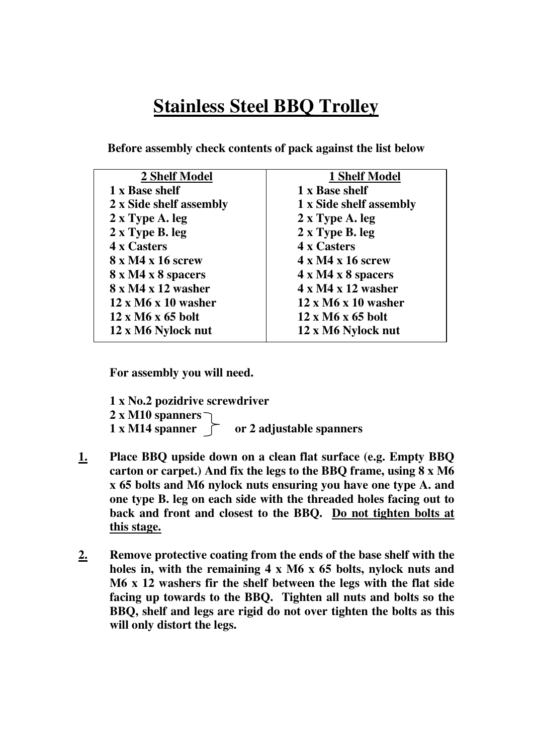# Stainless Steel BBQ Trolley

**Before assembly check contents of pack against the list below**

| 2 Shelf Model | 1 Shelf Model |
|---|---|
| 1 x Base shelf | 1 x Base shelf |
| 2 x Side shelf assembly | 1 x Side shelf assembly |
| 2 x Type A. leg | 2 x Type A. leg |
| 2 x Type B. leg | 2 x Type B. leg |
| 4 x Casters | 4 x Casters |
| 8 x M4 x 16 screw | 4 x M4 x 16 screw |
| 8 x M4 x 8 spacers | 4 x M4 x 8 spacers |
| 8 x M4 x 12 washer | 4 x M4 x 12 washer |
| 12 x M6 x 10 washer | 12 x M6 x 10 washer |
| 12 x M6 x 65 bolt | 12 x M6 x 65 bolt |
| 12 x M6 Nylock nut | 12 x M6 Nylock nut |

**For assembly you will need.**

**1 x No.2 pozidrive screwdriver**
**2 x M10 spanners**
**1 x M14 spanner** } **or 2 adjustable spanners**

**1.** **Place BBQ upside down on a clean flat surface (e.g. Empty BBQ carton or carpet.) And fix the legs to the BBQ frame, using 8 x M6 x 65 bolts and M6 nylock nuts ensuring you have one type A. and one type B. leg on each side with the threaded holes facing out to back and front and closest to the BBQ. Do not tighten bolts at this stage.**

**2.** **Remove protective coating from the ends of the base shelf with the holes in, with the remaining 4 x M6 x 65 bolts, nylock nuts and M6 x 12 washers fir the shelf between the legs with the flat side facing up towards to the BBQ. Tighten all nuts and bolts so the BBQ, shelf and legs are rigid do not over tighten the bolts as this will only distort the legs.**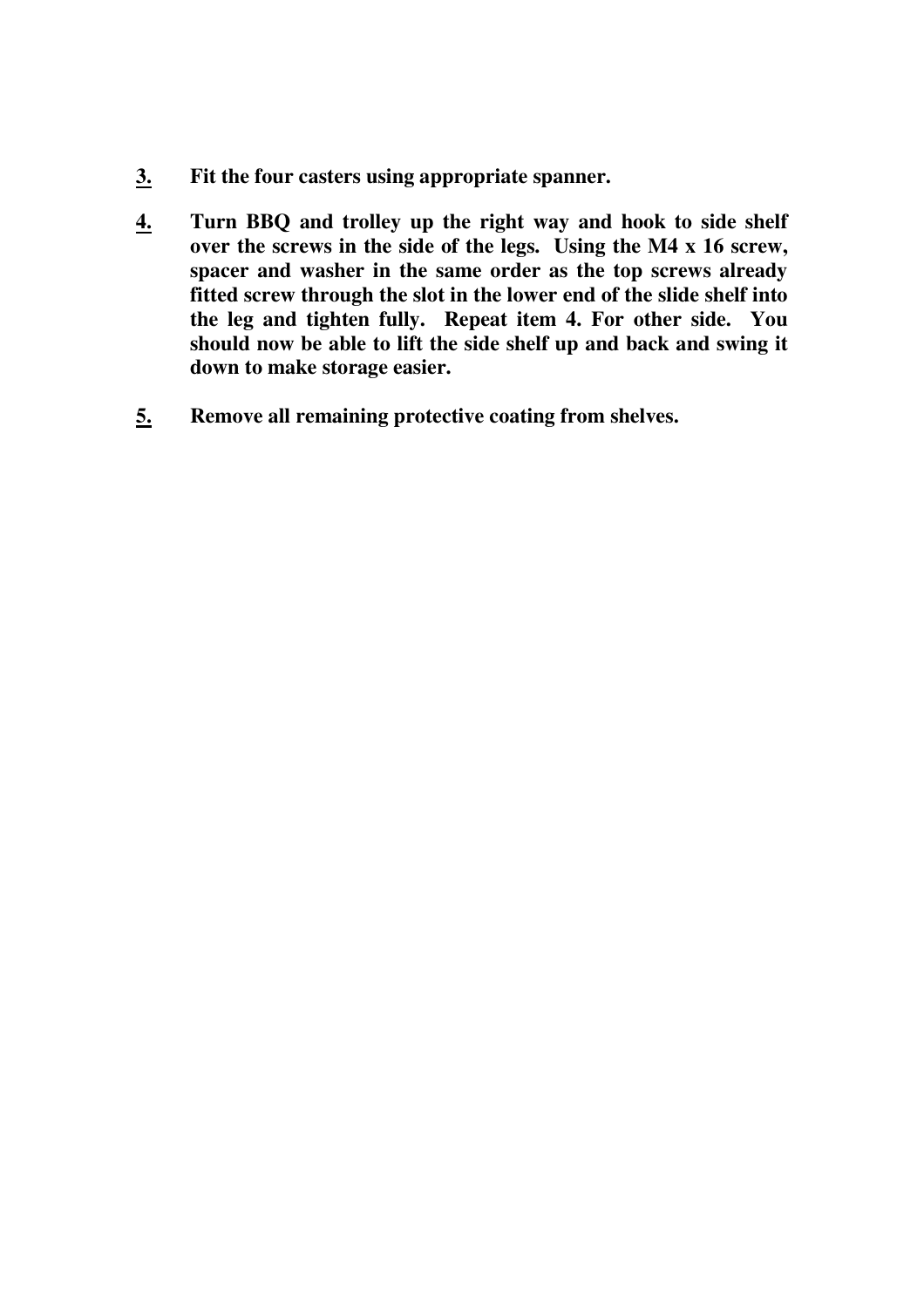**<u>3.</u>** **Fit the four casters using appropriate spanner.**

**<u>4.</u>** **Turn BBQ and trolley up the right way and hook to side shelf over the screws in the side of the legs. Using the M4 x 16 screw, spacer and washer in the same order as the top screws already fitted screw through the slot in the lower end of the slide shelf into the leg and tighten fully. Repeat item 4. For other side. You should now be able to lift the side shelf up and back and swing it down to make storage easier.**

**<u>5.</u>** **Remove all remaining protective coating from shelves.**